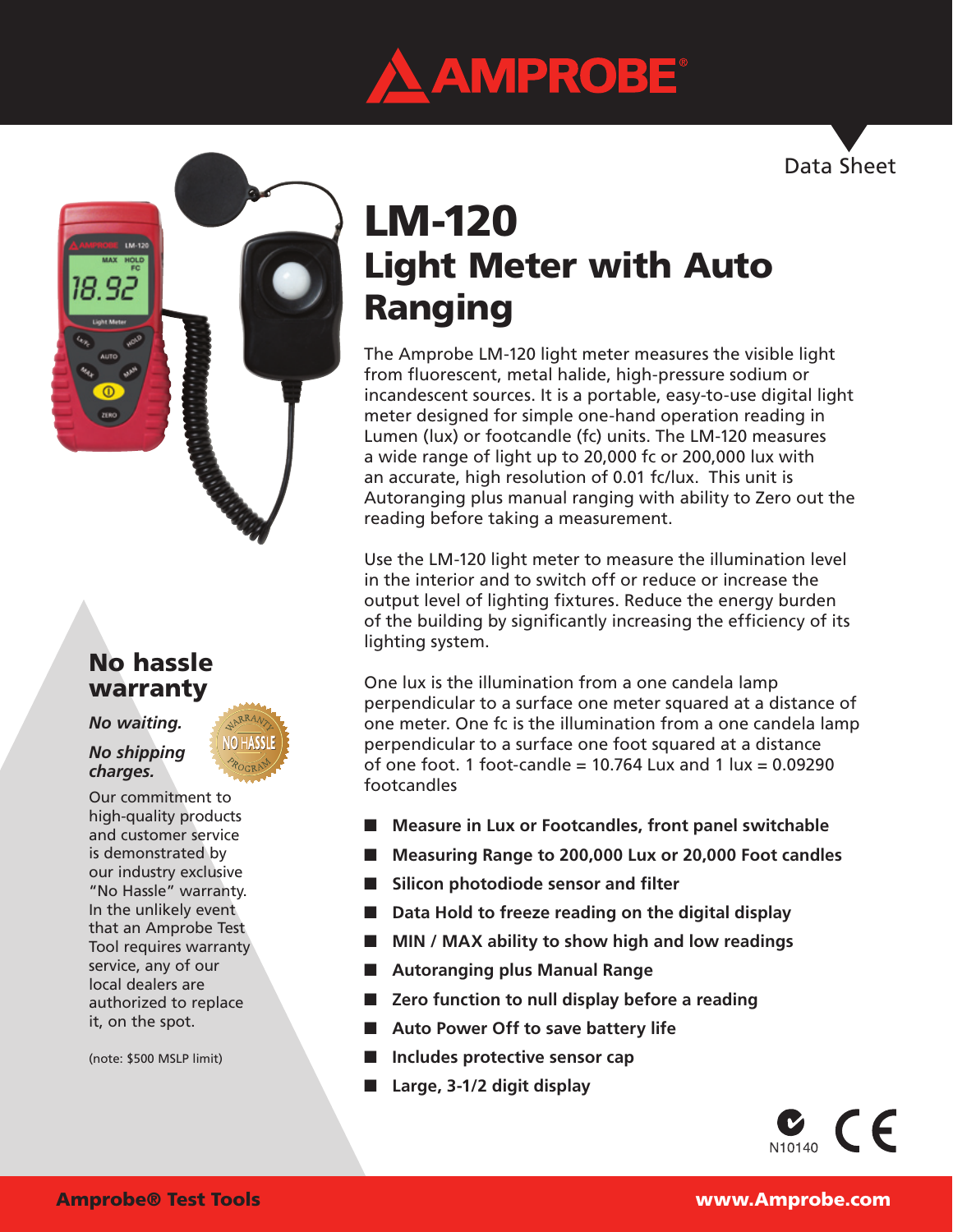# AMPROBE

Data Sheet

# LM-120
## Light Meter with Auto Ranging

The Amprobe LM-120 light meter measures the visible light from fluorescent, metal halide, high-pressure sodium or incandescent sources. It is a portable, easy-to-use digital light meter designed for simple one-hand operation reading in Lumen (lux) or footcandle (fc) units. The LM-120 measures a wide range of light up to 20,000 fc or 200,000 lux with an accurate, high resolution of 0.01 fc/lux. This unit is Autoranging plus manual ranging with ability to Zero out the reading before taking a measurement.

Use the LM-120 light meter to measure the illumination level in the interior and to switch off or reduce or increase the output level of lighting fixtures. Reduce the energy burden of the building by significantly increasing the efficiency of its lighting system.

One lux is the illumination from a one candela lamp perpendicular to a surface one meter squared at a distance of one meter. One fc is the illumination from a one candela lamp perpendicular to a surface one foot squared at a distance of one foot. 1 foot-candle = 10.764 Lux and 1 lux = 0.09290 footcandles

- **Measure in Lux or Footcandles, front panel switchable**
- **Measuring Range to 200,000 Lux or 20,000 Foot candles**
- **Silicon photodiode sensor and filter**
- **Data Hold to freeze reading on the digital display**
- **MIN / MAX ability to show high and low readings**
- **Autoranging plus Manual Range**
- **Zero function to null display before a reading**
- **Auto Power Off to save battery life**
- **Includes protective sensor cap**
- **Large, 3-1/2 digit display**

## No hassle warranty

***No waiting.***

***No shipping charges.***

Our commitment to high-quality products and customer service is demonstrated by our industry exclusive "No Hassle" warranty. In the unlikely event that an Amprobe Test Tool requires warranty service, any of our local dealers are authorized to replace it, on the spot.

(note: $500 MSLP limit)

N10140

**Amprobe® Test Tools** **www.Amprobe.com**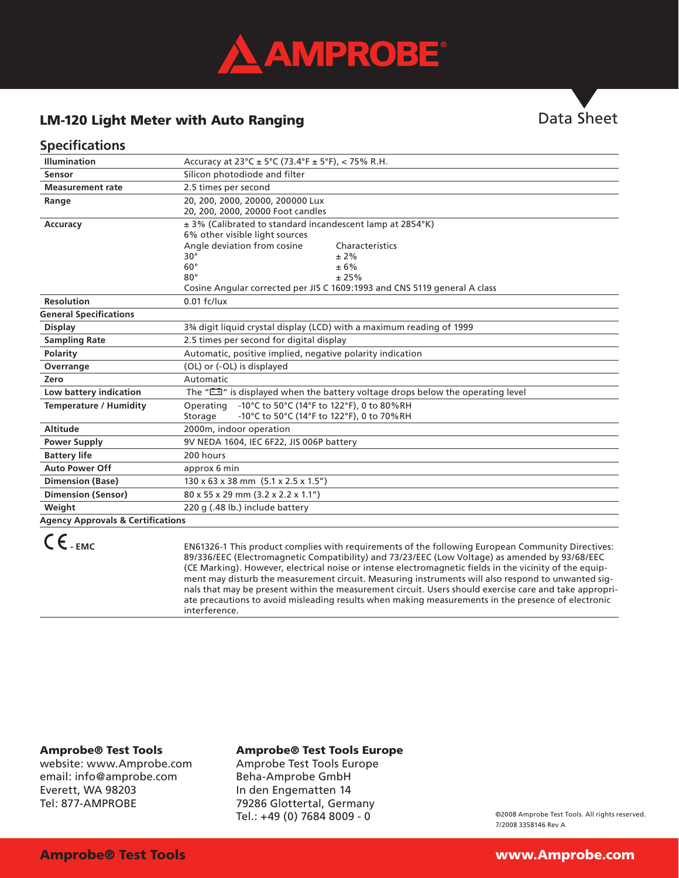# AMPROBE

## LM-120 Light Meter with Auto Ranging

Data Sheet

## Specifications

| | |
|---|---|
| **Illumination** | Accuracy at 23°C ± 5°C (73.4°F ± 5°F), < 75% R.H. |
| **Sensor** | Silicon photodiode and filter |
| **Measurement rate** | 2.5 times per second |
| **Range** | 20, 200, 2000, 20000, 200000 Lux<br>20, 200, 2000, 20000 Foot candles |
| **Accuracy** | ± 3% (Calibrated to standard incandescent lamp at 2854°K)<br>6% other visible light sources<br>Angle deviation from cosine — Characteristics<br>30° — ± 2%<br>60° — ± 6%<br>80° — ± 25%<br>Cosine Angular corrected per JIS C 1609:1993 and CNS 5119 general A class |
| **Resolution** | 0.01 fc/lux |
| **General Specifications** | |
| **Display** | 3¾ digit liquid crystal display (LCD) with a maximum reading of 1999 |
| **Sampling Rate** | 2.5 times per second for digital display |
| **Polarity** | Automatic, positive implied, negative polarity indication |
| **Overrange** | (OL) or (-OL) is displayed |
| **Zero** | Automatic |
| **Low battery indication** | The "[battery symbol]" is displayed when the battery voltage drops below the operating level |
| **Temperature / Humidity** | Operating -10°C to 50°C (14°F to 122°F), 0 to 80%RH<br>Storage -10°C to 50°C (14°F to 122°F), 0 to 70%RH |
| **Altitude** | 2000m, indoor operation |
| **Power Supply** | 9V NEDA 1604, IEC 6F22, JIS 006P battery |
| **Battery life** | 200 hours |
| **Auto Power Off** | approx 6 min |
| **Dimension (Base)** | 130 x 63 x 38 mm (5.1 x 2.5 x 1.5") |
| **Dimension (Sensor)** | 80 x 55 x 29 mm (3.2 x 2.2 x 1.1") |
| **Weight** | 220 g (.48 lb.) include battery |
| **Agency Approvals & Certifications** | |
| **CE - EMC** | EN61326-1 This product complies with requirements of the following European Community Directives: 89/336/EEC (Electromagnetic Compatibility) and 73/23/EEC (Low Voltage) as amended by 93/68/EEC (CE Marking). However, electrical noise or intense electromagnetic fields in the vicinity of the equipment may disturb the measurement circuit. Measuring instruments will also respond to unwanted signals that may be present within the measurement circuit. Users should exercise care and take appropriate precautions to avoid misleading results when making measurements in the presence of electronic interference. |

**Amprobe® Test Tools**
website: www.Amprobe.com
email: info@amprobe.com
Everett, WA 98203
Tel: 877-AMPROBE

**Amprobe® Test Tools Europe**
Amprobe Test Tools Europe
Beha-Amprobe GmbH
In den Engematten 14
79286 Glottertal, Germany
Tel.: +49 (0) 7684 8009 - 0

©2008 Amprobe Test Tools. All rights reserved.
7/2008 3358146 Rev A

**Amprobe® Test Tools** **www.Amprobe.com**